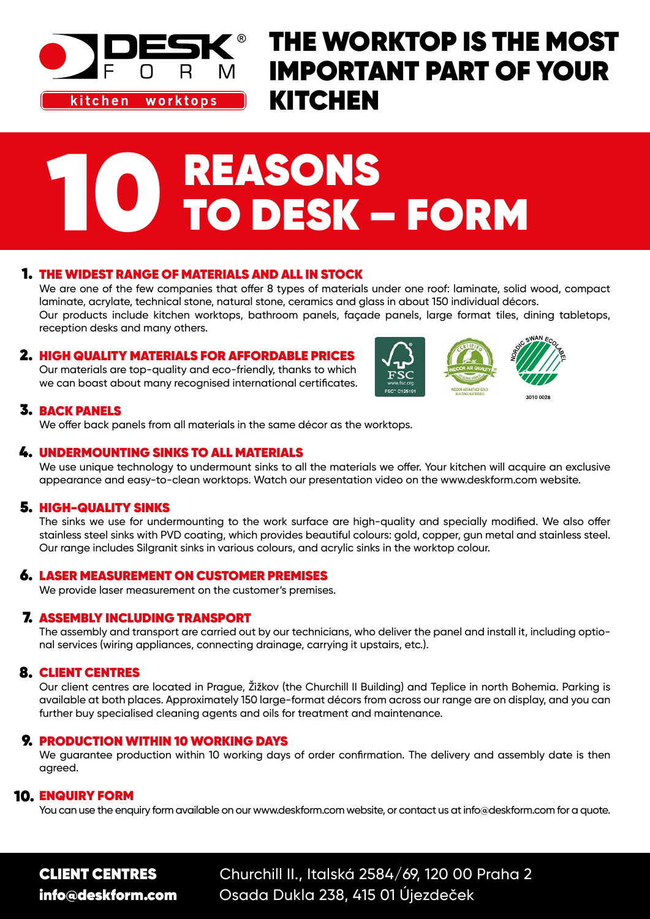DESK FORM®

kitchen worktops

# THE WORKTOP IS THE MOST IMPORTANT PART OF YOUR KITCHEN

# 10 REASONS TO DESK – FORM

## 1. THE WIDEST RANGE OF MATERIALS AND ALL IN STOCK

We are one of the few companies that offer 8 types of materials under one roof: laminate, solid wood, compact laminate, acrylate, technical stone, natural stone, ceramics and glass in about 150 individual décors.
Our products include kitchen worktops, bathroom panels, façade panels, large format tiles, dining tabletops, reception desks and many others.

## 2. HIGH QUALITY MATERIALS FOR AFFORDABLE PRICES

Our materials are top-quality and eco-friendly, thanks to which we can boast about many recognised international certificates.

FSC www.fsc.org FSC® C125101

CERTIFIED INDOOR AIR QUALITY — INDOOR ADVANTAGE GOLD BUILDING MATERIALS

NORDIC SWAN ECOLABEL 3010 0028

## 3. BACK PANELS

We offer back panels from all materials in the same décor as the worktops.

## 4. UNDERMOUNTING SINKS TO ALL MATERIALS

We use unique technology to undermount sinks to all the materials we offer. Your kitchen will acquire an exclusive appearance and easy-to-clean worktops. Watch our presentation video on the www.deskform.com website.

## 5. HIGH-QUALITY SINKS

The sinks we use for undermounting to the work surface are high-quality and specially modified. We also offer stainless steel sinks with PVD coating, which provides beautiful colours: gold, copper, gun metal and stainless steel. Our range includes Silgranit sinks in various colours, and acrylic sinks in the worktop colour.

## 6. LASER MEASUREMENT ON CUSTOMER PREMISES

We provide laser measurement on the customer's premises.

## 7. ASSEMBLY INCLUDING TRANSPORT

The assembly and transport are carried out by our technicians, who deliver the panel and install it, including optional services (wiring appliances, connecting drainage, carrying it upstairs, etc.).

## 8. CLIENT CENTRES

Our client centres are located in Prague, Žižkov (the Churchill II Building) and Teplice in north Bohemia. Parking is available at both places. Approximately 150 large-format décors from across our range are on display, and you can further buy specialised cleaning agents and oils for treatment and maintenance.

## 9. PRODUCTION WITHIN 10 WORKING DAYS

We guarantee production within 10 working days of order confirmation. The delivery and assembly date is then agreed.

## 10. ENQUIRY FORM

You can use the enquiry form available on our www.deskform.com website, or contact us at info@deskform.com for a quote.

**CLIENT CENTRES**
**info@deskform.com**

Churchill II., Italská 2584/69, 120 00 Praha 2
Osada Dukla 238, 415 01 Újezdeček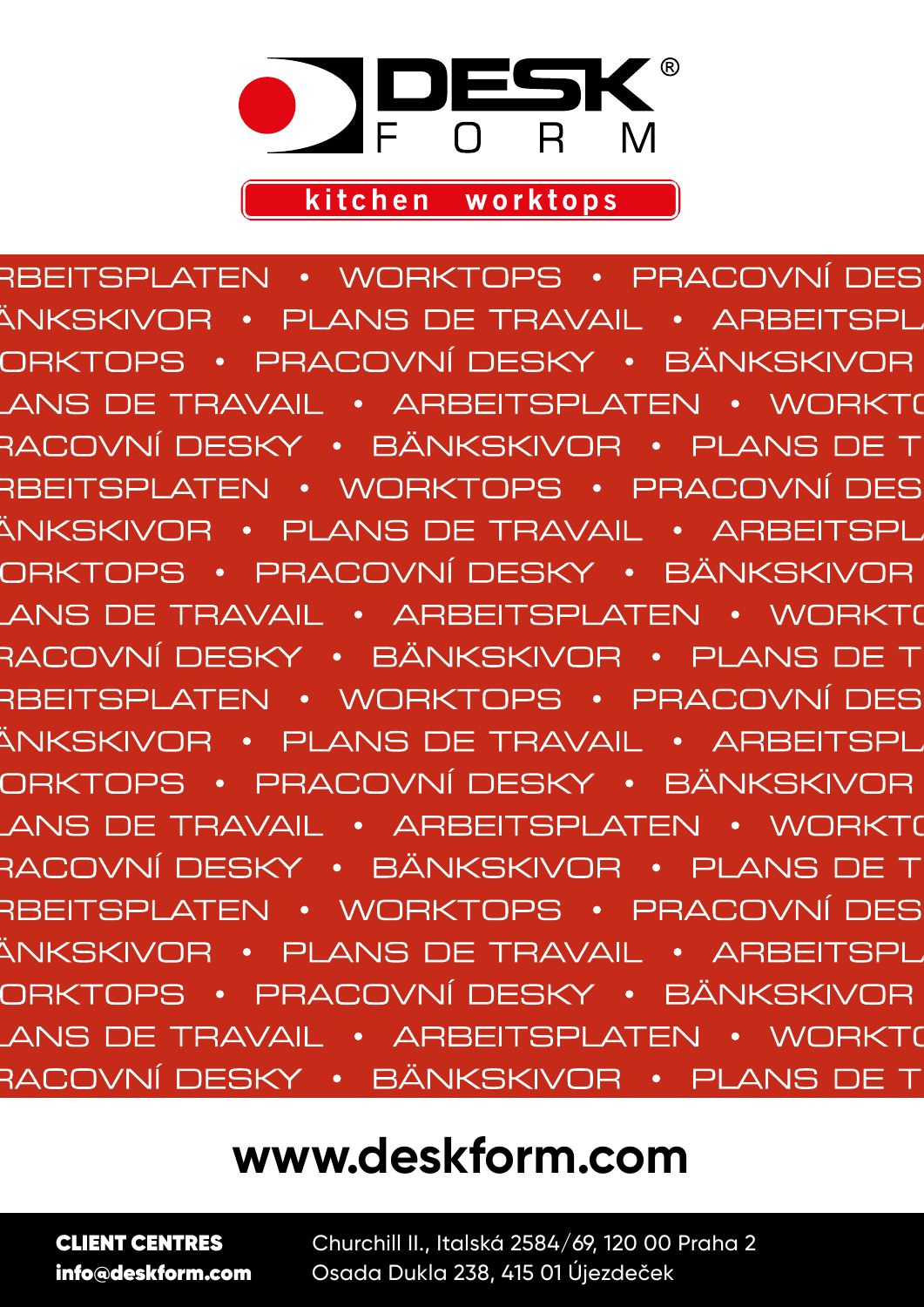# DESK FORM®

**kitchen worktops**

RBEITSPLATEN • WORKTOPS • PRACOVNÍ DES
ÄNKSKIVOR • PLANS DE TRAVAIL • ARBEITSPL
ORKTOPS • PRACOVNÍ DESKY • BÄNKSKIVOR
LANS DE TRAVAIL • ARBEITSPLATEN • WORKT
RACOVNÍ DESKY • BÄNKSKIVOR • PLANS DE T
RBEITSPLATEN • WORKTOPS • PRACOVNÍ DES
ÄNKSKIVOR • PLANS DE TRAVAIL • ARBEITSPL
ORKTOPS • PRACOVNÍ DESKY • BÄNKSKIVOR
LANS DE TRAVAIL • ARBEITSPLATEN • WORKT
RACOVNÍ DESKY • BÄNKSKIVOR • PLANS DE T
RBEITSPLATEN • WORKTOPS • PRACOVNÍ DES
ÄNKSKIVOR • PLANS DE TRAVAIL • ARBEITSPL
ORKTOPS • PRACOVNÍ DESKY • BÄNKSKIVOR
LANS DE TRAVAIL • ARBEITSPLATEN • WORKT
RACOVNÍ DESKY • BÄNKSKIVOR • PLANS DE T
RBEITSPLATEN • WORKTOPS • PRACOVNÍ DES
ÄNKSKIVOR • PLANS DE TRAVAIL • ARBEITSPL
ORKTOPS • PRACOVNÍ DESKY • BÄNKSKIVOR
LANS DE TRAVAIL • ARBEITSPLATEN • WORKT
RACOVNÍ DESKY • BÄNKSKIVOR • PLANS DE T

## www.deskform.com

**CLIENT CENTRES**
**info@deskform.com**

Churchill II., Italská 2584/69, 120 00 Praha 2
Osada Dukla 238, 415 01 Újezdeček